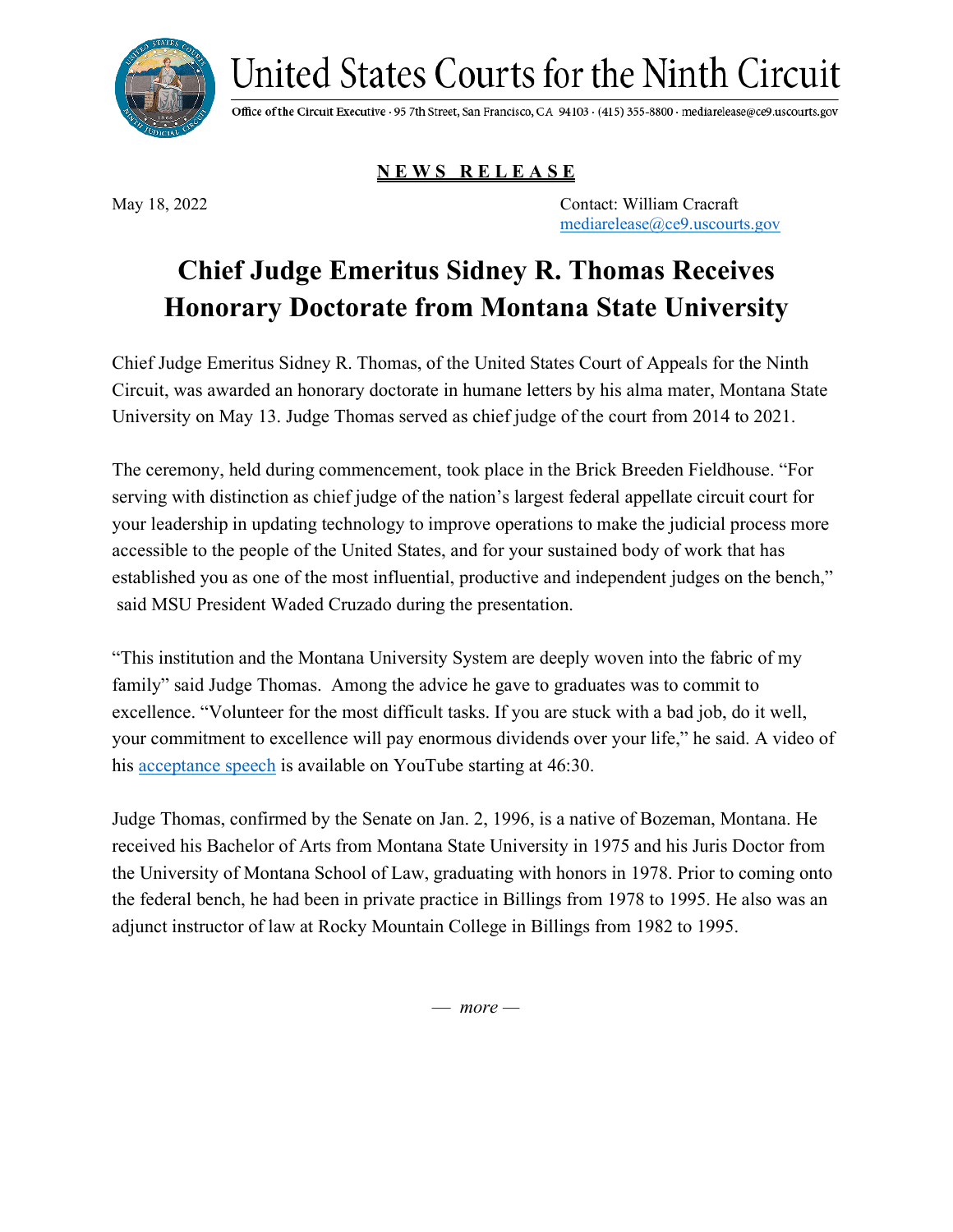United States Courts for the Ninth Circuit

Office of the Circuit Executive · 95 7th Street, San Francisco, CA 94103 · (415) 355-8800 · mediarelease@ce9.uscourts.gov

**NEWS RELEASE**

May 18, 2022

Contact: William Cracraft
mediarelease@ce9.uscourts.gov

# Chief Judge Emeritus Sidney R. Thomas Receives Honorary Doctorate from Montana State University

Chief Judge Emeritus Sidney R. Thomas, of the United States Court of Appeals for the Ninth Circuit, was awarded an honorary doctorate in humane letters by his alma mater, Montana State University on May 13. Judge Thomas served as chief judge of the court from 2014 to 2021.

The ceremony, held during commencement, took place in the Brick Breeden Fieldhouse. "For serving with distinction as chief judge of the nation's largest federal appellate circuit court for your leadership in updating technology to improve operations to make the judicial process more accessible to the people of the United States, and for your sustained body of work that has established you as one of the most influential, productive and independent judges on the bench," said MSU President Waded Cruzado during the presentation.

"This institution and the Montana University System are deeply woven into the fabric of my family" said Judge Thomas. Among the advice he gave to graduates was to commit to excellence. "Volunteer for the most difficult tasks. If you are stuck with a bad job, do it well, your commitment to excellence will pay enormous dividends over your life," he said. A video of his acceptance speech is available on YouTube starting at 46:30.

Judge Thomas, confirmed by the Senate on Jan. 2, 1996, is a native of Bozeman, Montana. He received his Bachelor of Arts from Montana State University in 1975 and his Juris Doctor from the University of Montana School of Law, graduating with honors in 1978. Prior to coming onto the federal bench, he had been in private practice in Billings from 1978 to 1995. He also was an adjunct instructor of law at Rocky Mountain College in Billings from 1982 to 1995.

— *more* —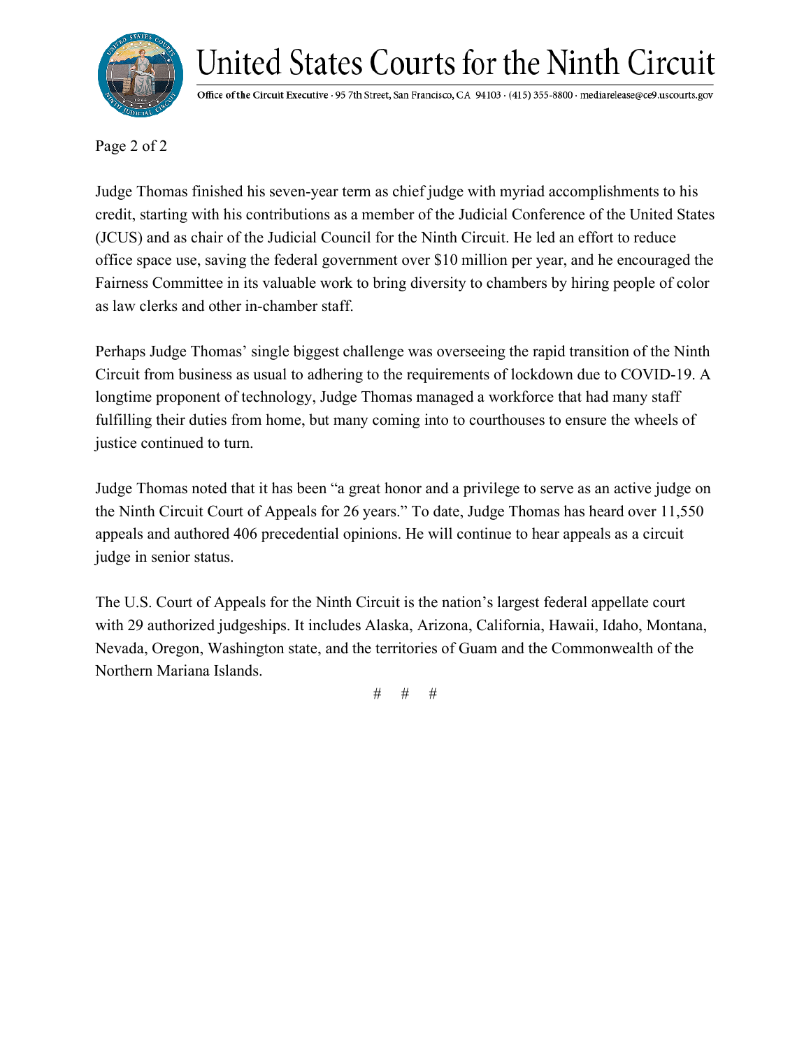Judge Thomas finished his seven-year term as chief judge with myriad accomplishments to his credit, starting with his contributions as a member of the Judicial Conference of the United States (JCUS) and as chair of the Judicial Council for the Ninth Circuit. He led an effort to reduce office space use, saving the federal government over $10 million per year, and he encouraged the Fairness Committee in its valuable work to bring diversity to chambers by hiring people of color as law clerks and other in-chamber staff.

Perhaps Judge Thomas' single biggest challenge was overseeing the rapid transition of the Ninth Circuit from business as usual to adhering to the requirements of lockdown due to COVID-19. A longtime proponent of technology, Judge Thomas managed a workforce that had many staff fulfilling their duties from home, but many coming into to courthouses to ensure the wheels of justice continued to turn.

Judge Thomas noted that it has been "a great honor and a privilege to serve as an active judge on the Ninth Circuit Court of Appeals for 26 years." To date, Judge Thomas has heard over 11,550 appeals and authored 406 precedential opinions. He will continue to hear appeals as a circuit judge in senior status.

The U.S. Court of Appeals for the Ninth Circuit is the nation's largest federal appellate court with 29 authorized judgeships. It includes Alaska, Arizona, California, Hawaii, Idaho, Montana, Nevada, Oregon, Washington state, and the territories of Guam and the Commonwealth of the Northern Mariana Islands.

# # #